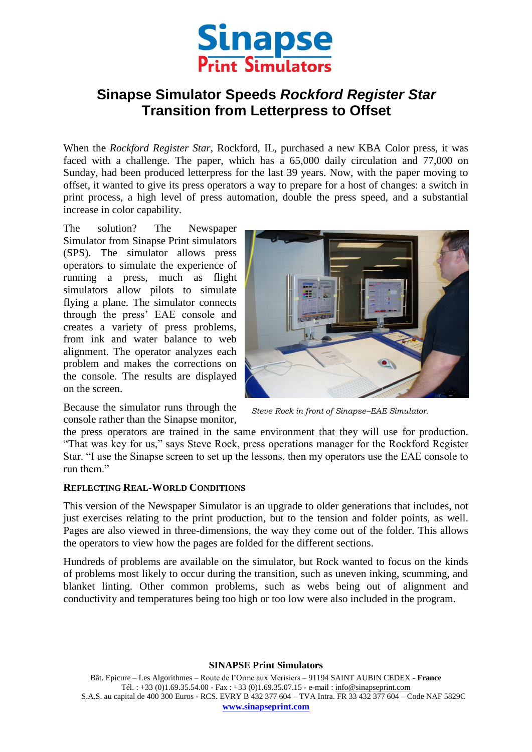# Sinapse Simulator Speeds *Rockford Register Star* Transition from Letterpress to Offset

When the *Rockford Register Star*, Rockford, IL, purchased a new KBA Color press, it was faced with a challenge. The paper, which has a 65,000 daily circulation and 77,000 on Sunday, had been produced letterpress for the last 39 years. Now, with the paper moving to offset, it wanted to give its press operators a way to prepare for a host of changes: a switch in print process, a high level of press automation, double the press speed, and a substantial increase in color capability.

The solution? The Newspaper Simulator from Sinapse Print simulators (SPS). The simulator allows press operators to simulate the experience of running a press, much as flight simulators allow pilots to simulate flying a plane. The simulator connects through the press' EAE console and creates a variety of press problems, from ink and water balance to web alignment. The operator analyzes each problem and makes the corrections on the console. The results are displayed on the screen.

*Steve Rock in front of Sinapse–EAE Simulator.*

Because the simulator runs through the console rather than the Sinapse monitor, the press operators are trained in the same environment that they will use for production. "That was key for us," says Steve Rock, press operations manager for the Rockford Register Star. "I use the Sinapse screen to set up the lessons, then my operators use the EAE console to run them."

### Reflecting Real-World Conditions

This version of the Newspaper Simulator is an upgrade to older generations that includes, not just exercises relating to the print production, but to the tension and folder points, as well. Pages are also viewed in three-dimensions, the way they come out of the folder. This allows the operators to view how the pages are folded for the different sections.

Hundreds of problems are available on the simulator, but Rock wanted to focus on the kinds of problems most likely to occur during the transition, such as uneven inking, scumming, and blanket linting. Other common problems, such as webs being out of alignment and conductivity and temperatures being too high or too low were also included in the program.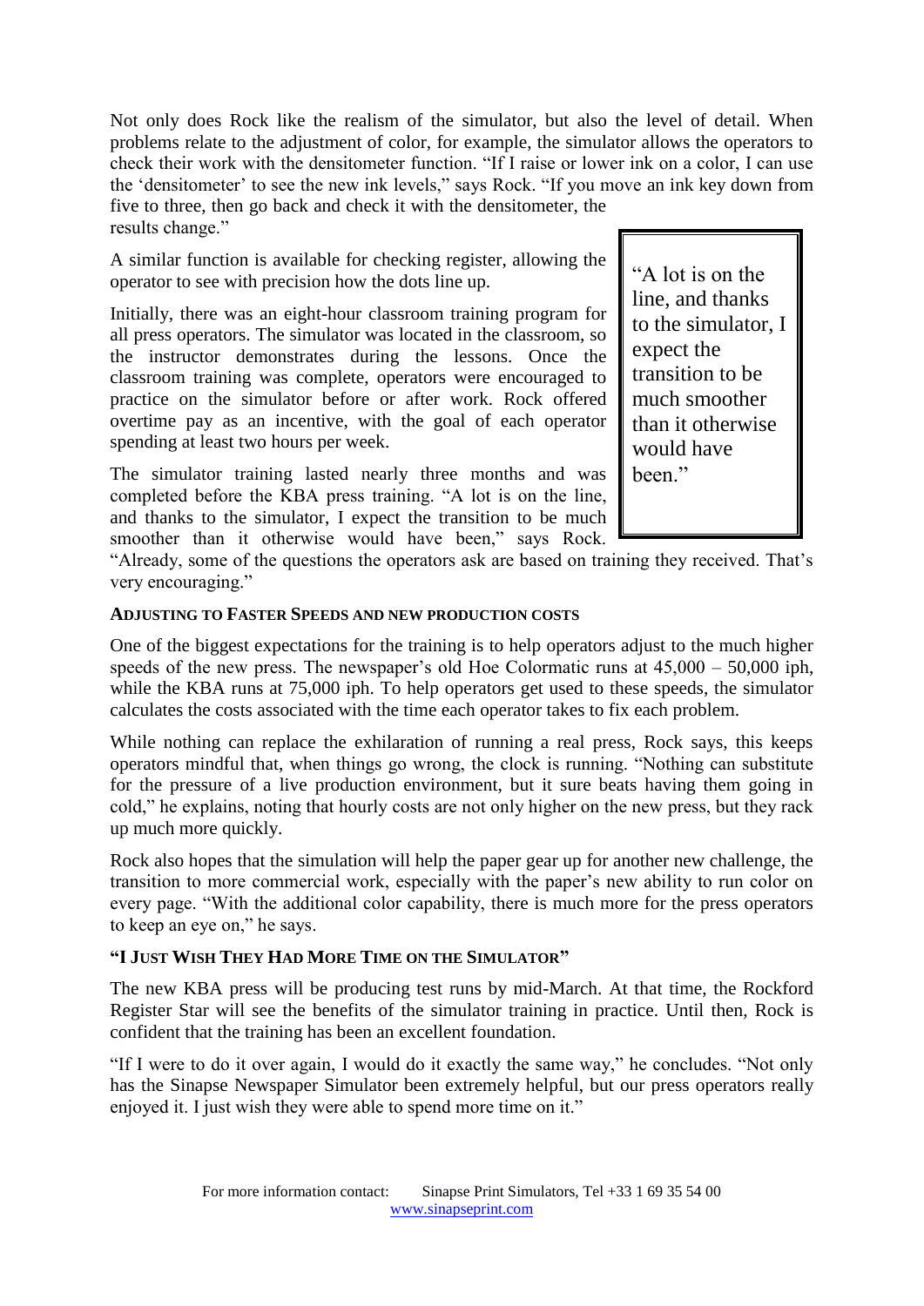Not only does Rock like the realism of the simulator, but also the level of detail. When problems relate to the adjustment of color, for example, the simulator allows the operators to check their work with the densitometer function. "If I raise or lower ink on a color, I can use the 'densitometer' to see the new ink levels," says Rock. "If you move an ink key down from five to three, then go back and check it with the densitometer, the results change."

A similar function is available for checking register, allowing the operator to see with precision how the dots line up.

Initially, there was an eight-hour classroom training program for all press operators. The simulator was located in the classroom, so the instructor demonstrates during the lessons. Once the classroom training was complete, operators were encouraged to practice on the simulator before or after work. Rock offered overtime pay as an incentive, with the goal of each operator spending at least two hours per week.

The simulator training lasted nearly three months and was completed before the KBA press training. "A lot is on the line, and thanks to the simulator, I expect the transition to be much smoother than it otherwise would have been," says Rock. "Already, some of the questions the operators ask are based on training they received. That's very encouraging."

> "A lot is on the line, and thanks to the simulator, I expect the transition to be much smoother than it otherwise would have been."

**ADJUSTING TO FASTER SPEEDS AND NEW PRODUCTION COSTS**

One of the biggest expectations for the training is to help operators adjust to the much higher speeds of the new press. The newspaper's old Hoe Colormatic runs at 45,000 – 50,000 iph, while the KBA runs at 75,000 iph. To help operators get used to these speeds, the simulator calculates the costs associated with the time each operator takes to fix each problem.

While nothing can replace the exhilaration of running a real press, Rock says, this keeps operators mindful that, when things go wrong, the clock is running. "Nothing can substitute for the pressure of a live production environment, but it sure beats having them going in cold," he explains, noting that hourly costs are not only higher on the new press, but they rack up much more quickly.

Rock also hopes that the simulation will help the paper gear up for another new challenge, the transition to more commercial work, especially with the paper's new ability to run color on every page. "With the additional color capability, there is much more for the press operators to keep an eye on," he says.

**"I JUST WISH THEY HAD MORE TIME ON THE SIMULATOR"**

The new KBA press will be producing test runs by mid-March. At that time, the Rockford Register Star will see the benefits of the simulator training in practice. Until then, Rock is confident that the training has been an excellent foundation.

"If I were to do it over again, I would do it exactly the same way," he concludes. "Not only has the Sinapse Newspaper Simulator been extremely helpful, but our press operators really enjoyed it. I just wish they were able to spend more time on it."

For more information contact: Sinapse Print Simulators, Tel +33 1 69 35 54 00
www.sinapseprint.com